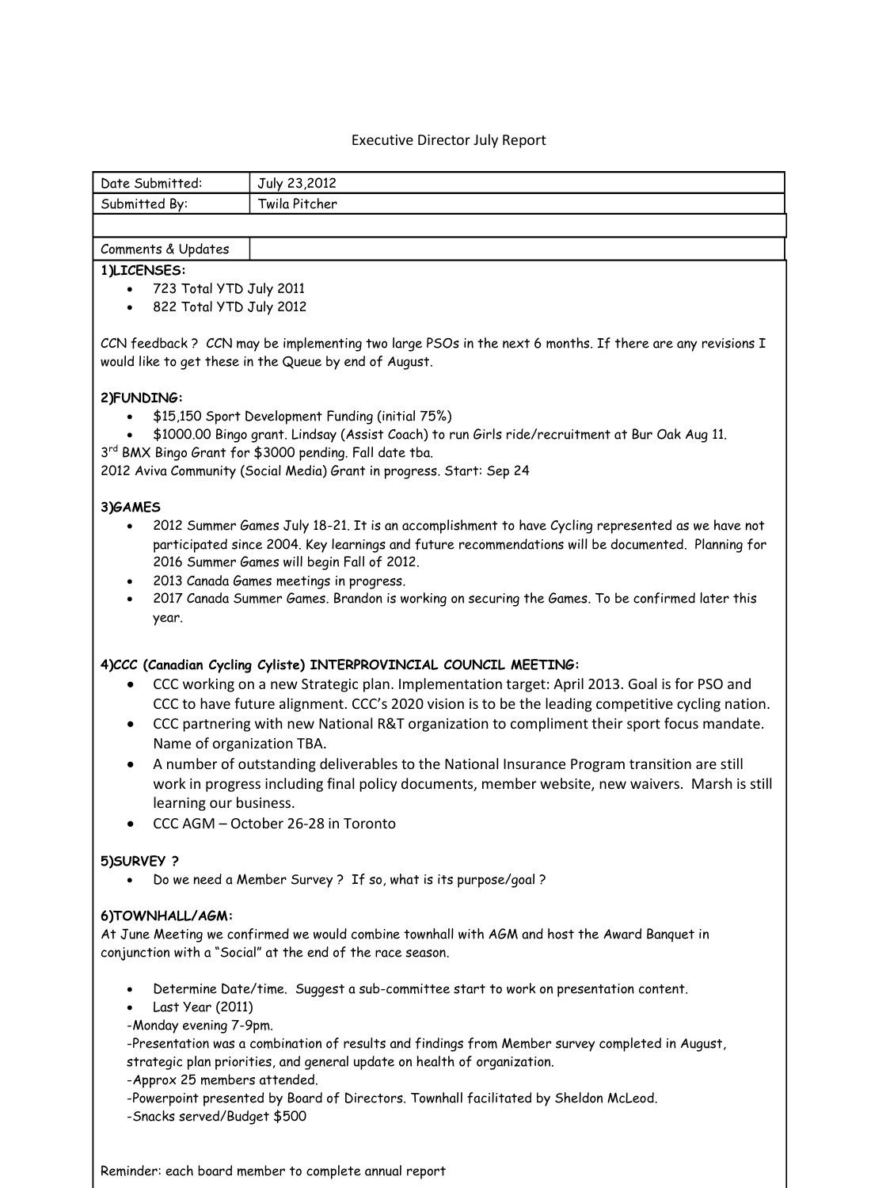# Executive Director July Report

| Date Submitted: | July 23,2012 |
|---|---|
| Submitted By: | Twila Pitcher |
| | |
| Comments & Updates | |

**1)LICENSES:**

- 723 Total YTD July 2011
- 822 Total YTD July 2012

CCN feedback ? CCN may be implementing two large PSOs in the next 6 months. If there are any revisions I would like to get these in the Queue by end of August.

**2)FUNDING:**

- $15,150 Sport Development Funding (initial 75%)
- $1000.00 Bingo grant. Lindsay (Assist Coach) to run Girls ride/recruitment at Bur Oak Aug 11.

3rd BMX Bingo Grant for $3000 pending. Fall date tba.
2012 Aviva Community (Social Media) Grant in progress. Start: Sep 24

**3)GAMES**

- 2012 Summer Games July 18-21. It is an accomplishment to have Cycling represented as we have not participated since 2004. Key learnings and future recommendations will be documented. Planning for 2016 Summer Games will begin Fall of 2012.
- 2013 Canada Games meetings in progress.
- 2017 Canada Summer Games. Brandon is working on securing the Games. To be confirmed later this year.

**4)CCC (Canadian Cycling Cyliste) INTERPROVINCIAL COUNCIL MEETING:**

- CCC working on a new Strategic plan. Implementation target: April 2013. Goal is for PSO and CCC to have future alignment. CCC's 2020 vision is to be the leading competitive cycling nation.
- CCC partnering with new National R&T organization to compliment their sport focus mandate. Name of organization TBA.
- A number of outstanding deliverables to the National Insurance Program transition are still work in progress including final policy documents, member website, new waivers. Marsh is still learning our business.
- CCC AGM – October 26-28 in Toronto

**5)SURVEY ?**

- Do we need a Member Survey ? If so, what is its purpose/goal ?

**6)TOWNHALL/AGM:**

At June Meeting we confirmed we would combine townhall with AGM and host the Award Banquet in conjunction with a "Social" at the end of the race season.

- Determine Date/time. Suggest a sub-committee start to work on presentation content.
- Last Year (2011)

-Monday evening 7-9pm.
-Presentation was a combination of results and findings from Member survey completed in August, strategic plan priorities, and general update on health of organization.
-Approx 25 members attended.
-Powerpoint presented by Board of Directors. Townhall facilitated by Sheldon McLeod.
-Snacks served/Budget $500

Reminder: each board member to complete annual report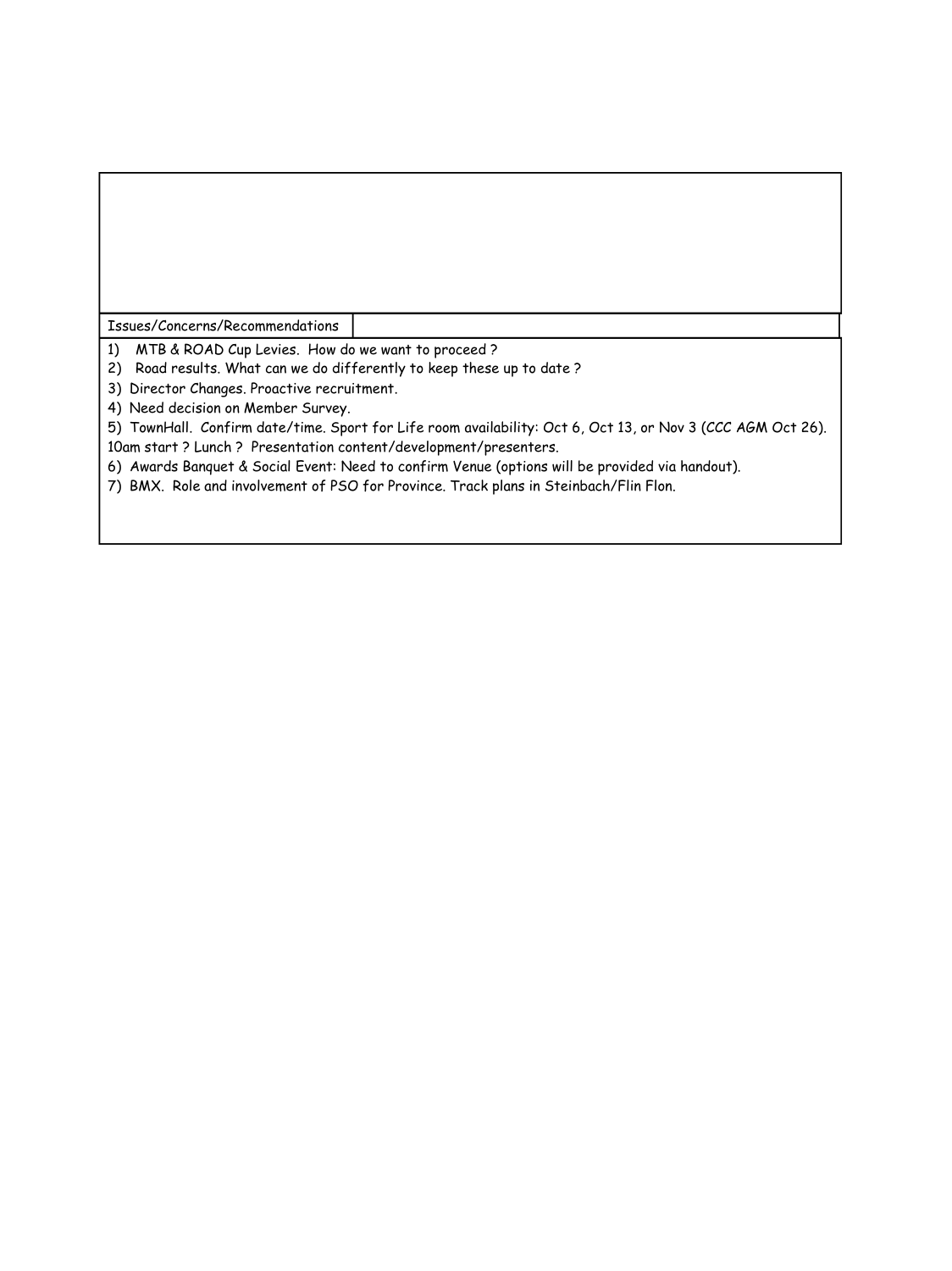| Issues/Concerns/Recommendations | |
|---|---|

1) MTB & ROAD Cup Levies. How do we want to proceed ?
2) Road results. What can we do differently to keep these up to date ?
3) Director Changes. Proactive recruitment.
4) Need decision on Member Survey.
5) TownHall. Confirm date/time. Sport for Life room availability: Oct 6, Oct 13, or Nov 3 (CCC AGM Oct 26). 10am start ? Lunch ? Presentation content/development/presenters.
6) Awards Banquet & Social Event: Need to confirm Venue (options will be provided via handout).
7) BMX. Role and involvement of PSO for Province. Track plans in Steinbach/Flin Flon.